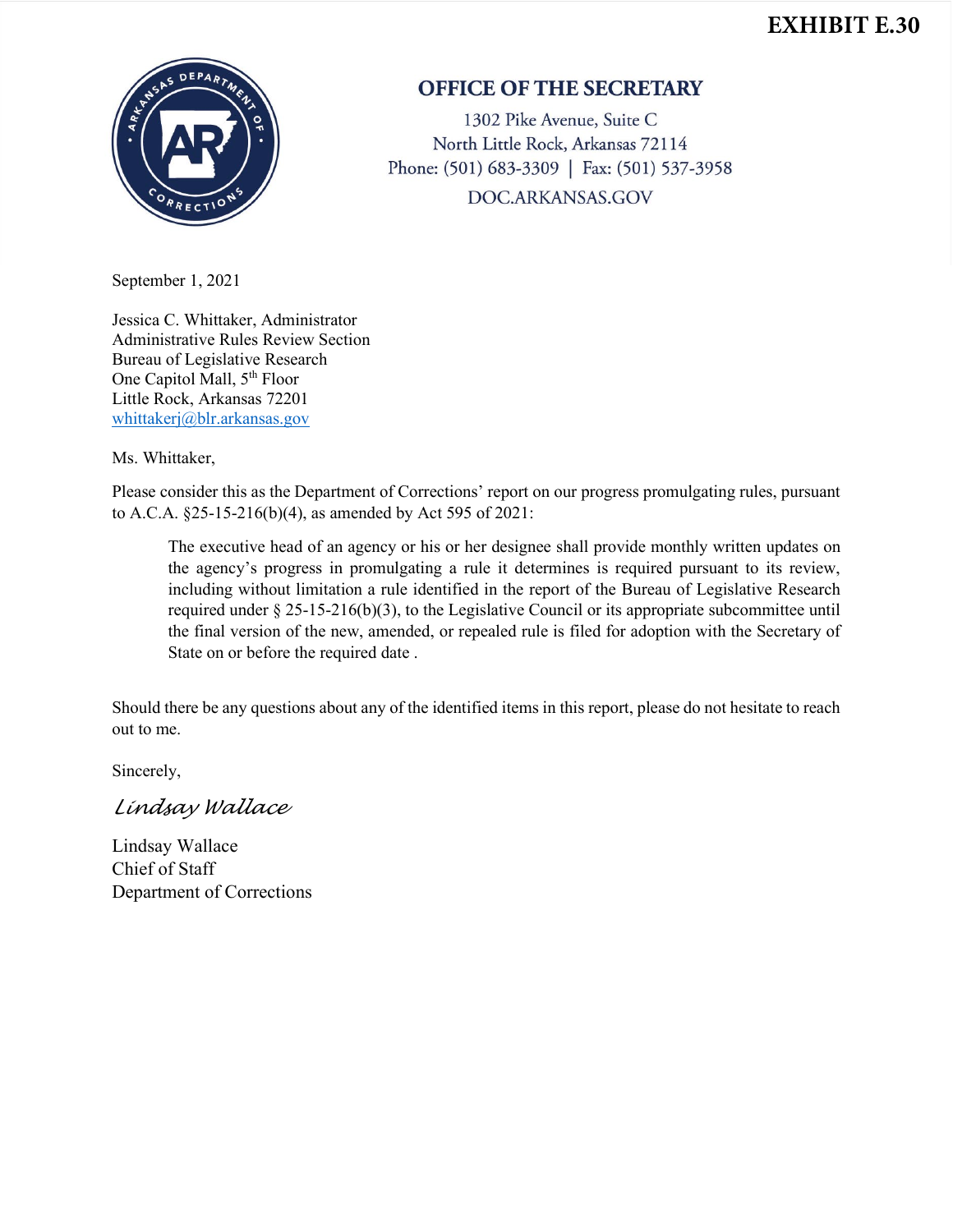**EXHIBIT E.30**

## OFFICE OF THE SECRETARY

1302 Pike Avenue, Suite C
North Little Rock, Arkansas 72114
Phone: (501) 683-3309 | Fax: (501) 537-3958
DOC.ARKANSAS.GOV

September 1, 2021

Jessica C. Whittaker, Administrator
Administrative Rules Review Section
Bureau of Legislative Research
One Capitol Mall, 5th Floor
Little Rock, Arkansas 72201
whittakerj@blr.arkansas.gov

Ms. Whittaker,

Please consider this as the Department of Corrections' report on our progress promulgating rules, pursuant to A.C.A. §25-15-216(b)(4), as amended by Act 595 of 2021:

> The executive head of an agency or his or her designee shall provide monthly written updates on the agency's progress in promulgating a rule it determines is required pursuant to its review, including without limitation a rule identified in the report of the Bureau of Legislative Research required under § 25-15-216(b)(3), to the Legislative Council or its appropriate subcommittee until the final version of the new, amended, or repealed rule is filed for adoption with the Secretary of State on or before the required date .

Should there be any questions about any of the identified items in this report, please do not hesitate to reach out to me.

Sincerely,

*Lindsay Wallace*

Lindsay Wallace
Chief of Staff
Department of Corrections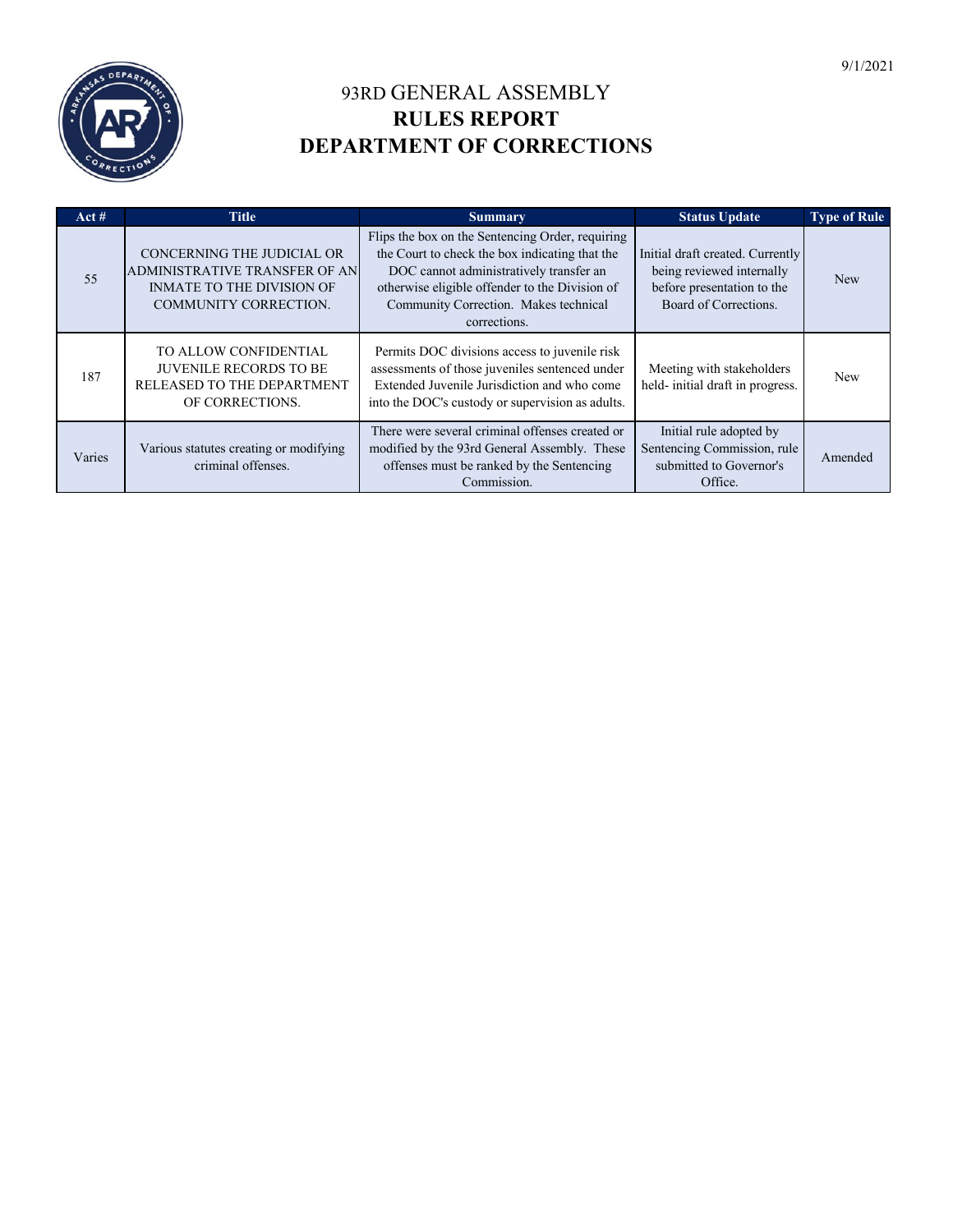# 93RD GENERAL ASSEMBLY
# RULES REPORT
# DEPARTMENT OF CORRECTIONS

9/1/2021

| Act # | Title | Summary | Status Update | Type of Rule |
|---|---|---|---|---|
| 55 | CONCERNING THE JUDICIAL OR ADMINISTRATIVE TRANSFER OF AN INMATE TO THE DIVISION OF COMMUNITY CORRECTION. | Flips the box on the Sentencing Order, requiring the Court to check the box indicating that the DOC cannot administratively transfer an otherwise eligible offender to the Division of Community Correction. Makes technical corrections. | Initial draft created. Currently being reviewed internally before presentation to the Board of Corrections. | New |
| 187 | TO ALLOW CONFIDENTIAL JUVENILE RECORDS TO BE RELEASED TO THE DEPARTMENT OF CORRECTIONS. | Permits DOC divisions access to juvenile risk assessments of those juveniles sentenced under Extended Juvenile Jurisdiction and who come into the DOC's custody or supervision as adults. | Meeting with stakeholders held- initial draft in progress. | New |
| Varies | Various statutes creating or modifying criminal offenses. | There were several criminal offenses created or modified by the 93rd General Assembly. These offenses must be ranked by the Sentencing Commission. | Initial rule adopted by Sentencing Commission, rule submitted to Governor's Office. | Amended |